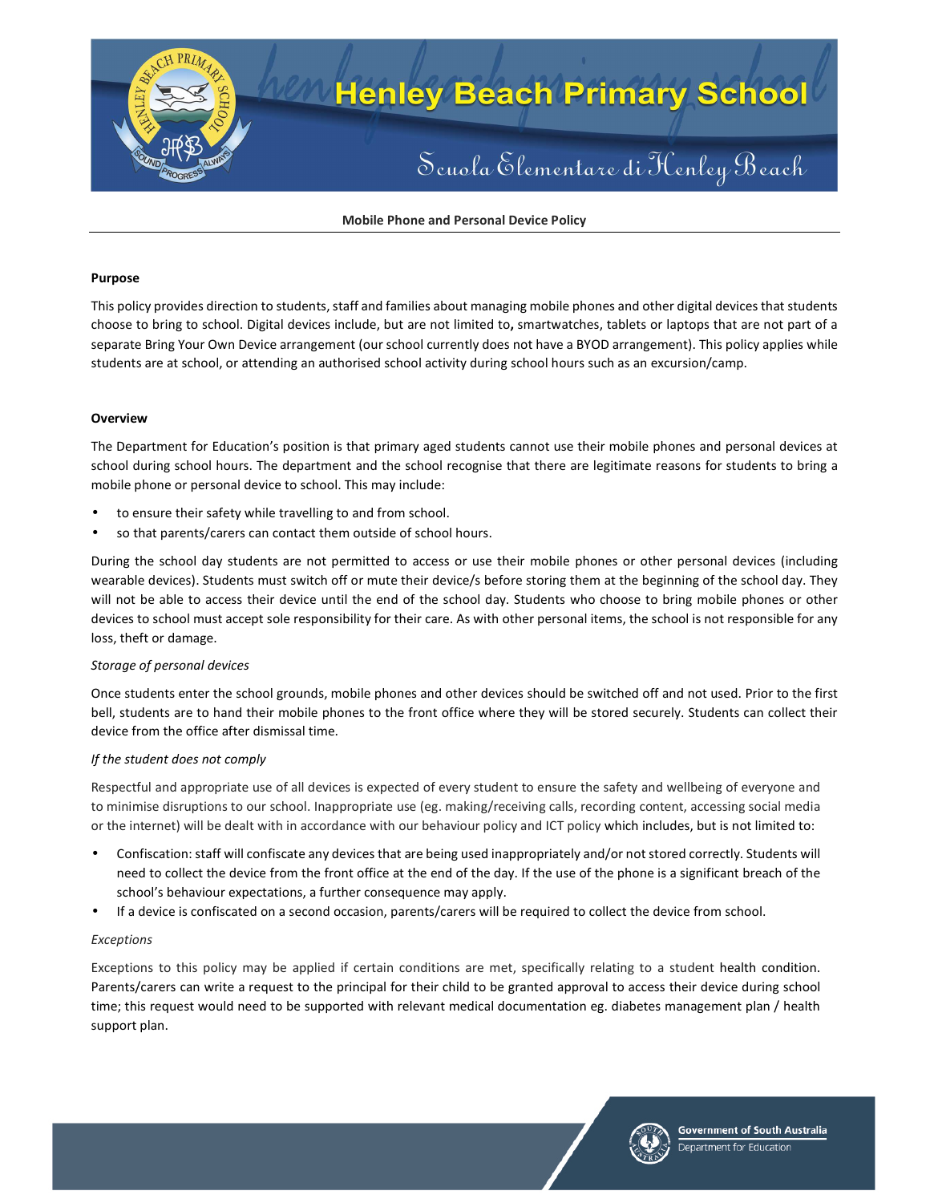# Henley Beach Primary School

Scuola Elementare di Henley Beach

## Mobile Phone and Personal Device Policy

### Purpose

This policy provides direction to students, staff and families about managing mobile phones and other digital devices that students choose to bring to school. Digital devices include, but are not limited to**,** smartwatches, tablets or laptops that are not part of a separate Bring Your Own Device arrangement (our school currently does not have a BYOD arrangement). This policy applies while students are at school, or attending an authorised school activity during school hours such as an excursion/camp.

### Overview

The Department for Education's position is that primary aged students cannot use their mobile phones and personal devices at school during school hours. The department and the school recognise that there are legitimate reasons for students to bring a mobile phone or personal device to school. This may include:

- to ensure their safety while travelling to and from school.
- so that parents/carers can contact them outside of school hours.

During the school day students are not permitted to access or use their mobile phones or other personal devices (including wearable devices). Students must switch off or mute their device/s before storing them at the beginning of the school day. They will not be able to access their device until the end of the school day. Students who choose to bring mobile phones or other devices to school must accept sole responsibility for their care. As with other personal items, the school is not responsible for any loss, theft or damage.

*Storage of personal devices*

Once students enter the school grounds, mobile phones and other devices should be switched off and not used. Prior to the first bell, students are to hand their mobile phones to the front office where they will be stored securely. Students can collect their device from the office after dismissal time.

*If the student does not comply*

Respectful and appropriate use of all devices is expected of every student to ensure the safety and wellbeing of everyone and to minimise disruptions to our school. Inappropriate use (eg. making/receiving calls, recording content, accessing social media or the internet) will be dealt with in accordance with our behaviour policy and ICT policy which includes, but is not limited to:

- Confiscation: staff will confiscate any devices that are being used inappropriately and/or not stored correctly. Students will need to collect the device from the front office at the end of the day. If the use of the phone is a significant breach of the school's behaviour expectations, a further consequence may apply.
- If a device is confiscated on a second occasion, parents/carers will be required to collect the device from school.

*Exceptions*

Exceptions to this policy may be applied if certain conditions are met, specifically relating to a student health condition. Parents/carers can write a request to the principal for their child to be granted approval to access their device during school time; this request would need to be supported with relevant medical documentation eg. diabetes management plan / health support plan.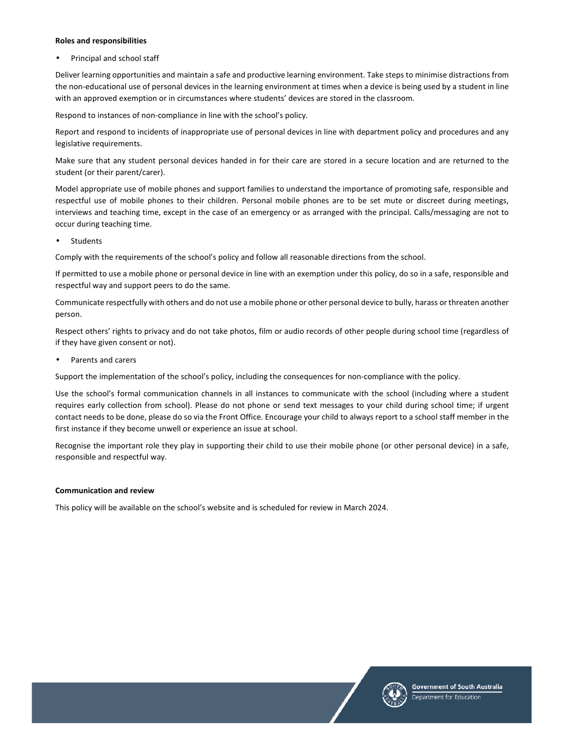**Roles and responsibilities**

- Principal and school staff

Deliver learning opportunities and maintain a safe and productive learning environment. Take steps to minimise distractions from the non-educational use of personal devices in the learning environment at times when a device is being used by a student in line with an approved exemption or in circumstances where students' devices are stored in the classroom.

Respond to instances of non-compliance in line with the school's policy.

Report and respond to incidents of inappropriate use of personal devices in line with department policy and procedures and any legislative requirements.

Make sure that any student personal devices handed in for their care are stored in a secure location and are returned to the student (or their parent/carer).

Model appropriate use of mobile phones and support families to understand the importance of promoting safe, responsible and respectful use of mobile phones to their children. Personal mobile phones are to be set mute or discreet during meetings, interviews and teaching time, except in the case of an emergency or as arranged with the principal. Calls/messaging are not to occur during teaching time.

- Students

Comply with the requirements of the school's policy and follow all reasonable directions from the school.

If permitted to use a mobile phone or personal device in line with an exemption under this policy, do so in a safe, responsible and respectful way and support peers to do the same.

Communicate respectfully with others and do not use a mobile phone or other personal device to bully, harass or threaten another person.

Respect others' rights to privacy and do not take photos, film or audio records of other people during school time (regardless of if they have given consent or not).

- Parents and carers

Support the implementation of the school's policy, including the consequences for non-compliance with the policy.

Use the school's formal communication channels in all instances to communicate with the school (including where a student requires early collection from school). Please do not phone or send text messages to your child during school time; if urgent contact needs to be done, please do so via the Front Office. Encourage your child to always report to a school staff member in the first instance if they become unwell or experience an issue at school.

Recognise the important role they play in supporting their child to use their mobile phone (or other personal device) in a safe, responsible and respectful way.

**Communication and review**

This policy will be available on the school's website and is scheduled for review in March 2024.